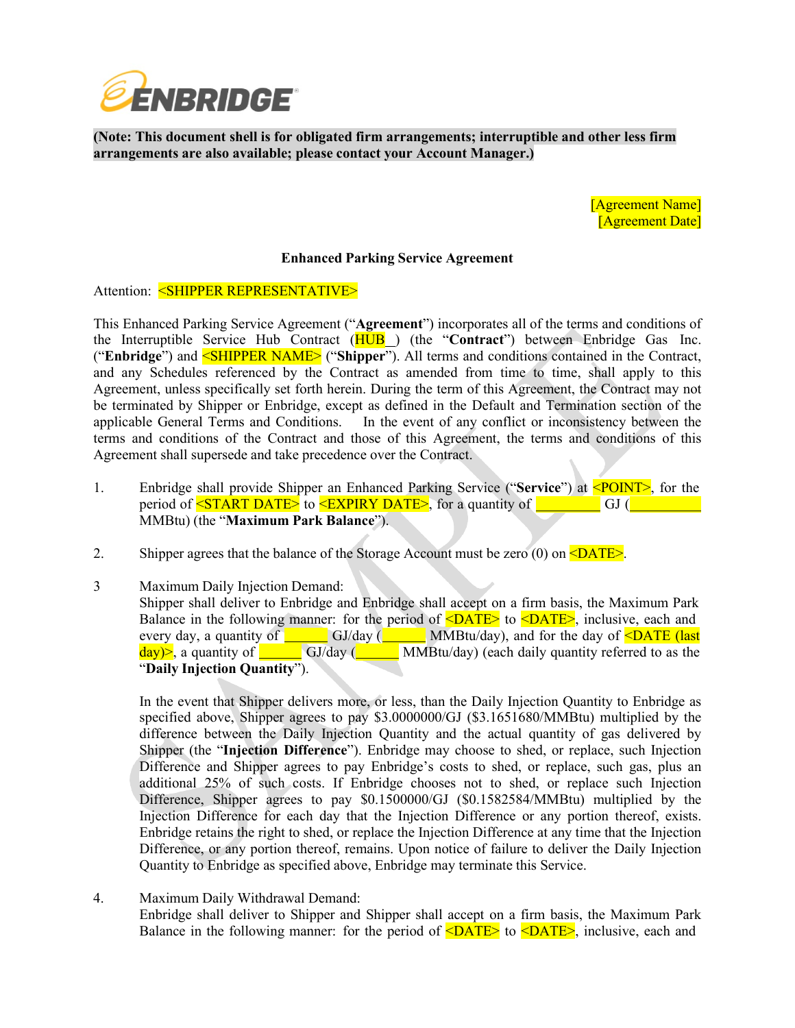(**Note: This document shell is for obligated firm arrangements; interruptible and other less firm arrangements are also available; please contact your Account Manager.)**

[Agreement Name]
[Agreement Date]

**Enhanced Parking Service Agreement**

Attention: <SHIPPER REPRESENTATIVE>

This Enhanced Parking Service Agreement ("**Agreement**") incorporates all of the terms and conditions of the Interruptible Service Hub Contract (HUB__) (the "**Contract**") between Enbridge Gas Inc. ("**Enbridge**") and <SHIPPER NAME> ("**Shipper**"). All terms and conditions contained in the Contract, and any Schedules referenced by the Contract as amended from time to time, shall apply to this Agreement, unless specifically set forth herein. During the term of this Agreement, the Contract may not be terminated by Shipper or Enbridge, except as defined in the Default and Termination section of the applicable General Terms and Conditions. In the event of any conflict or inconsistency between the terms and conditions of the Contract and those of this Agreement, the terms and conditions of this Agreement shall supersede and take precedence over the Contract.

1. Enbridge shall provide Shipper an Enhanced Parking Service ("**Service**") at <POINT>, for the period of <START DATE> to <EXPIRY DATE>, for a quantity of _________ GJ (__________ MMBtu) (the "**Maximum Park Balance**").

2. Shipper agrees that the balance of the Storage Account must be zero (0) on <DATE>.

3. Maximum Daily Injection Demand:
   Shipper shall deliver to Enbridge and Enbridge shall accept on a firm basis, the Maximum Park Balance in the following manner: for the period of <DATE> to <DATE>, inclusive, each and every day, a quantity of ______ GJ/day (______ MMBtu/day), and for the day of <DATE (last day)>, a quantity of ______ GJ/day (______ MMBtu/day) (each daily quantity referred to as the "**Daily Injection Quantity**").

   In the event that Shipper delivers more, or less, than the Daily Injection Quantity to Enbridge as specified above, Shipper agrees to pay $3.0000000/GJ ($3.1651680/MMBtu) multiplied by the difference between the Daily Injection Quantity and the actual quantity of gas delivered by Shipper (the "**Injection Difference**"). Enbridge may choose to shed, or replace, such Injection Difference and Shipper agrees to pay Enbridge's costs to shed, or replace, such gas, plus an additional 25% of such costs. If Enbridge chooses not to shed, or replace such Injection Difference, Shipper agrees to pay $0.1500000/GJ ($0.1582584/MMBtu) multiplied by the Injection Difference for each day that the Injection Difference or any portion thereof, exists. Enbridge retains the right to shed, or replace the Injection Difference at any time that the Injection Difference, or any portion thereof, remains. Upon notice of failure to deliver the Daily Injection Quantity to Enbridge as specified above, Enbridge may terminate this Service.

4. Maximum Daily Withdrawal Demand:
   Enbridge shall deliver to Shipper and Shipper shall accept on a firm basis, the Maximum Park Balance in the following manner: for the period of <DATE> to <DATE>, inclusive, each and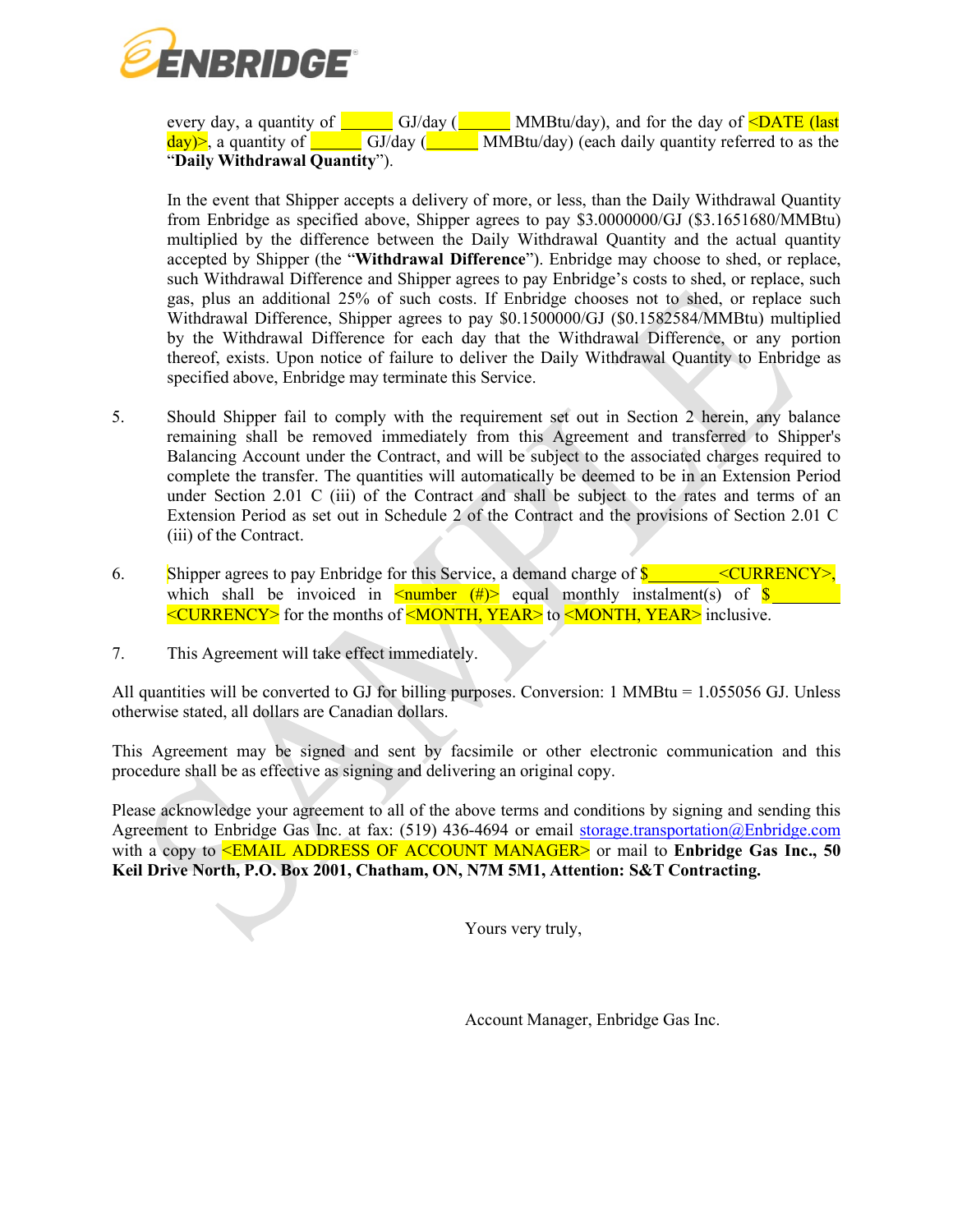every day, a quantity of ______ GJ/day (______ MMBtu/day), and for the day of <DATE (last day)>, a quantity of ______ GJ/day (______ MMBtu/day) (each daily quantity referred to as the "**Daily Withdrawal Quantity**").

In the event that Shipper accepts a delivery of more, or less, than the Daily Withdrawal Quantity from Enbridge as specified above, Shipper agrees to pay $3.0000000/GJ ($3.1651680/MMBtu) multiplied by the difference between the Daily Withdrawal Quantity and the actual quantity accepted by Shipper (the "**Withdrawal Difference**"). Enbridge may choose to shed, or replace, such Withdrawal Difference and Shipper agrees to pay Enbridge's costs to shed, or replace, such gas, plus an additional 25% of such costs. If Enbridge chooses not to shed, or replace such Withdrawal Difference, Shipper agrees to pay $0.1500000/GJ ($0.1582584/MMBtu) multiplied by the Withdrawal Difference for each day that the Withdrawal Difference, or any portion thereof, exists. Upon notice of failure to deliver the Daily Withdrawal Quantity to Enbridge as specified above, Enbridge may terminate this Service.

5. Should Shipper fail to comply with the requirement set out in Section 2 herein, any balance remaining shall be removed immediately from this Agreement and transferred to Shipper's Balancing Account under the Contract, and will be subject to the associated charges required to complete the transfer. The quantities will automatically be deemed to be in an Extension Period under Section 2.01 C (iii) of the Contract and shall be subject to the rates and terms of an Extension Period as set out in Schedule 2 of the Contract and the provisions of Section 2.01 C (iii) of the Contract.

6. Shipper agrees to pay Enbridge for this Service, a demand charge of $________ <CURRENCY>, which shall be invoiced in <number (#)> equal monthly instalment(s) of $________ <CURRENCY> for the months of <MONTH, YEAR> to <MONTH, YEAR> inclusive.

7. This Agreement will take effect immediately.

All quantities will be converted to GJ for billing purposes. Conversion: 1 MMBtu = 1.055056 GJ. Unless otherwise stated, all dollars are Canadian dollars.

This Agreement may be signed and sent by facsimile or other electronic communication and this procedure shall be as effective as signing and delivering an original copy.

Please acknowledge your agreement to all of the above terms and conditions by signing and sending this Agreement to Enbridge Gas Inc. at fax: (519) 436-4694 or email storage.transportation@Enbridge.com with a copy to <EMAIL ADDRESS OF ACCOUNT MANAGER> or mail to **Enbridge Gas Inc., 50 Keil Drive North, P.O. Box 2001, Chatham, ON, N7M 5M1, Attention: S&T Contracting.**

Yours very truly,

Account Manager, Enbridge Gas Inc.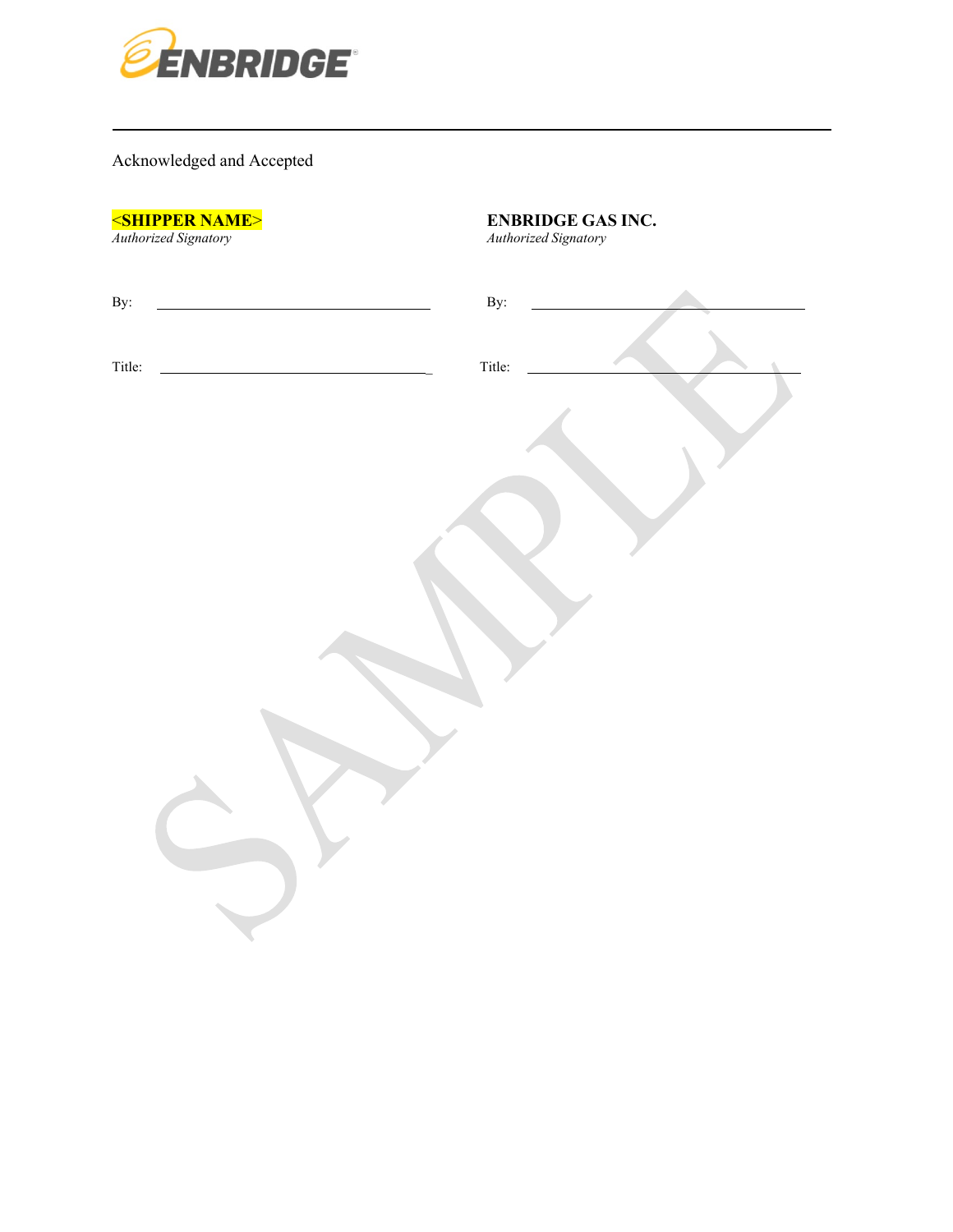Acknowledged and Accepted

| | |
|---|---|
| **<SHIPPER NAME>** | **ENBRIDGE GAS INC.** |
| *Authorized Signatory* | *Authorized Signatory* |
| By: ______________________________ | By: ______________________________ |
| Title: ______________________________ | Title: ______________________________ |

SAMPLE